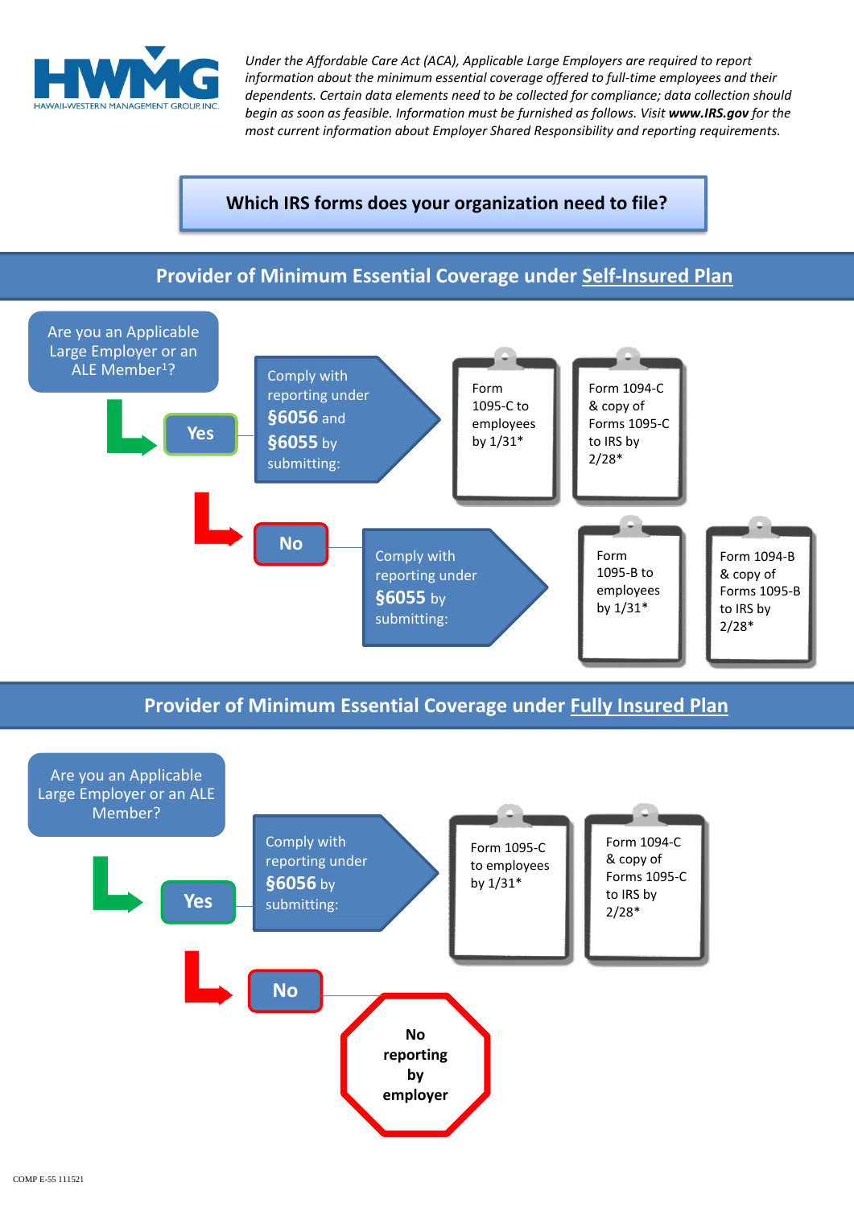HWMG
HAWAII-WESTERN MANAGEMENT GROUP, INC.

*Under the Affordable Care Act (ACA), Applicable Large Employers are required to report information about the minimum essential coverage offered to full-time employees and their dependents. Certain data elements need to be collected for compliance; data collection should begin as soon as feasible. Information must be furnished as follows. Visit **www.IRS.gov** for the most current information about Employer Shared Responsibility and reporting requirements.*

# Which IRS forms does your organization need to file?

## Provider of Minimum Essential Coverage under Self-Insured Plan

**Are you an Applicable Large Employer or an ALE Member[1]?**

- **Yes** → Comply with reporting under **§6056** and **§6055** by submitting:
  - Form 1095-C to employees by 1/31*
  - Form 1094-C & copy of Forms 1095-C to IRS by 2/28*
- **No** → Comply with reporting under **§6055** by submitting:
  - Form 1095-B to employees by 1/31*
  - Form 1094-B & copy of Forms 1095-B to IRS by 2/28*

## Provider of Minimum Essential Coverage under Fully Insured Plan

**Are you an Applicable Large Employer or an ALE Member?**

- **Yes** → Comply with reporting under **§6056** by submitting:
  - Form 1095-C to employees by 1/31*
  - Form 1094-C & copy of Forms 1095-C to IRS by 2/28*
- **No** → **No reporting by employer**

COMP E-55 111521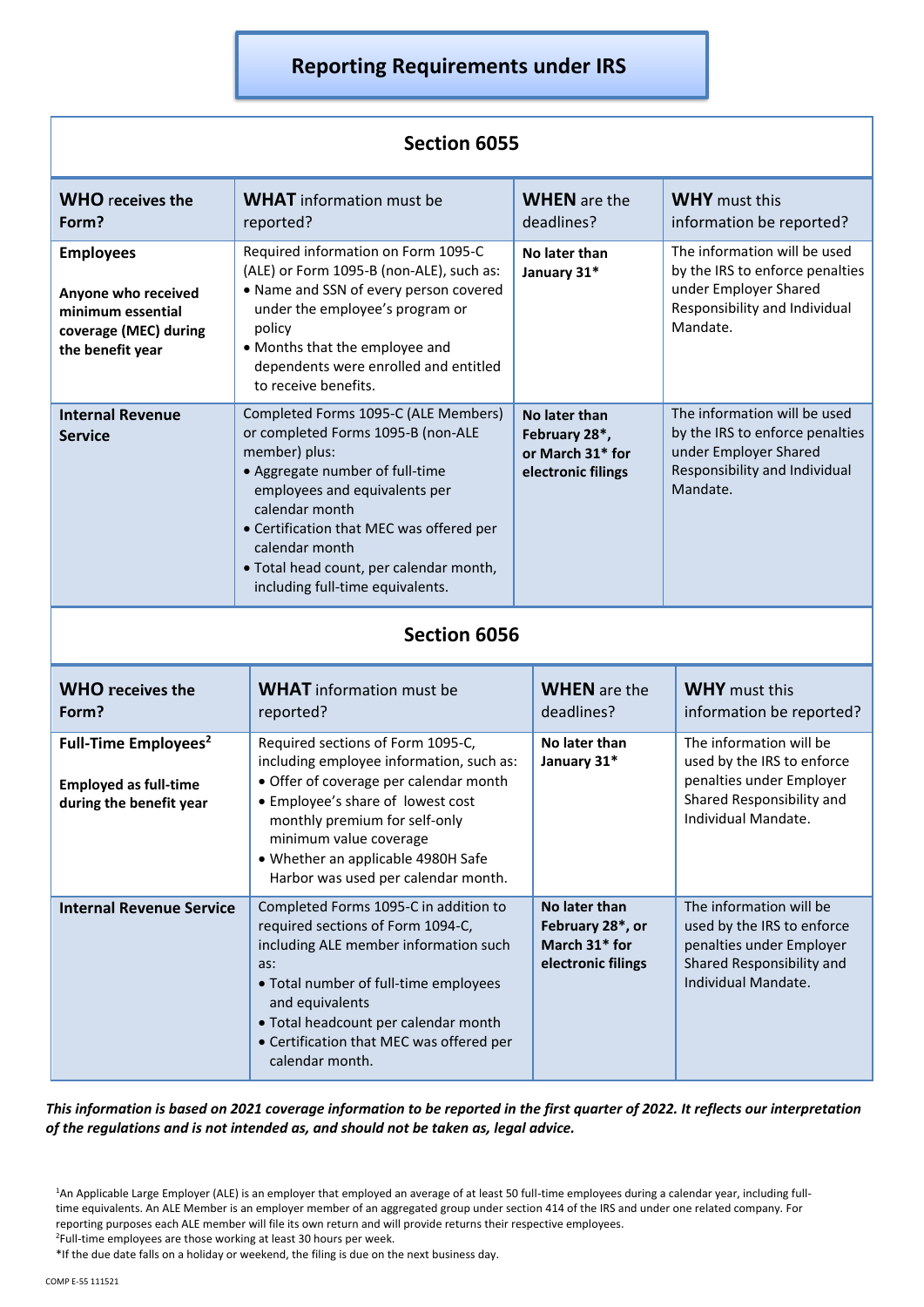# Reporting Requirements under IRS

## Section 6055

| **WHO** receives the Form? | **WHAT** information must be reported? | **WHEN** are the deadlines? | **WHY** must this information be reported? |
|---|---|---|---|
| **Employees**<br><br>**Anyone who received minimum essential coverage (MEC) during the benefit year** | Required information on Form 1095-C (ALE) or Form 1095-B (non-ALE), such as:<br>• Name and SSN of every person covered under the employee's program or policy<br>• Months that the employee and dependents were enrolled and entitled to receive benefits. | **No later than January 31*** | The information will be used by the IRS to enforce penalties under Employer Shared Responsibility and Individual Mandate. |
| **Internal Revenue Service** | Completed Forms 1095-C (ALE Members) or completed Forms 1095-B (non-ALE member) plus:<br>• Aggregate number of full-time employees and equivalents per calendar month<br>• Certification that MEC was offered per calendar month<br>• Total head count, per calendar month, including full-time equivalents. | **No later than February 28*, or March 31* for electronic filings** | The information will be used by the IRS to enforce penalties under Employer Shared Responsibility and Individual Mandate. |

## Section 6056

| **WHO** receives the Form? | **WHAT** information must be reported? | **WHEN** are the deadlines? | **WHY** must this information be reported? |
|---|---|---|---|
| **Full-Time Employees[2]**<br><br>**Employed as full-time during the benefit year** | Required sections of Form 1095-C, including employee information, such as:<br>• Offer of coverage per calendar month<br>• Employee's share of lowest cost monthly premium for self-only minimum value coverage<br>• Whether an applicable 4980H Safe Harbor was used per calendar month. | **No later than January 31*** | The information will be used by the IRS to enforce penalties under Employer Shared Responsibility and Individual Mandate. |
| **Internal Revenue Service** | Completed Forms 1095-C in addition to required sections of Form 1094-C, including ALE member information such as:<br>• Total number of full-time employees and equivalents<br>• Total headcount per calendar month<br>• Certification that MEC was offered per calendar month. | **No later than February 28*, or March 31* for electronic filings** | The information will be used by the IRS to enforce penalties under Employer Shared Responsibility and Individual Mandate. |

***This information is based on 2021 coverage information to be reported in the first quarter of 2022. It reflects our interpretation of the regulations and is not intended as, and should not be taken as, legal advice.***

[1]An Applicable Large Employer (ALE) is an employer that employed an average of at least 50 full-time employees during a calendar year, including full-time equivalents. An ALE Member is an employer member of an aggregated group under section 414 of the IRS and under one related company. For reporting purposes each ALE member will file its own return and will provide returns their respective employees.

[2]Full-time employees are those working at least 30 hours per week.

*If the due date falls on a holiday or weekend, the filing is due on the next business day.

COMP E-55 111521